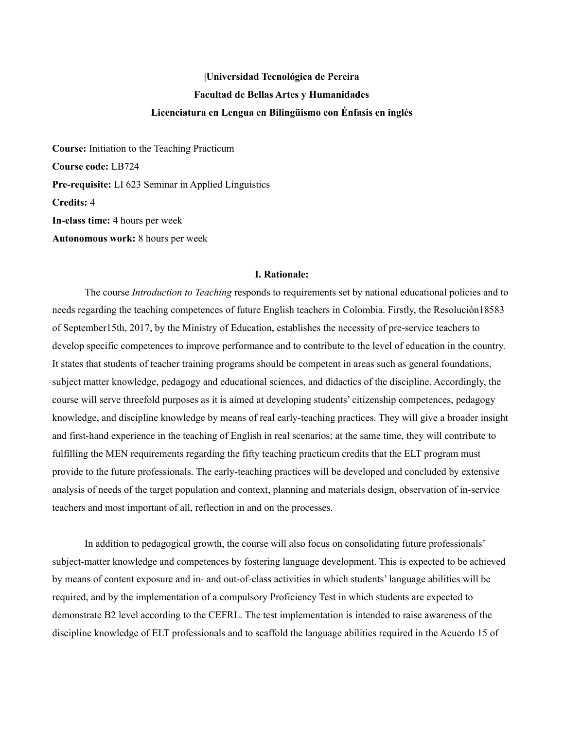**|Universidad Tecnológica de Pereira**

**Facultad de Bellas Artes y Humanidades**

**Licenciatura en Lengua en Bilingüismo con Énfasis en inglés**

**Course:** Initiation to the Teaching Practicum

**Course code:** LB724

**Pre-requisite:** LI 623 Seminar in Applied Linguistics

**Credits:** 4

**In-class time:** 4 hours per week

**Autonomous work:** 8 hours per week

## I. Rationale:

The course *Introduction to Teaching* responds to requirements set by national educational policies and to needs regarding the teaching competences of future English teachers in Colombia. Firstly, the Resolución18583 of September15th, 2017, by the Ministry of Education, establishes the necessity of pre-service teachers to develop specific competences to improve performance and to contribute to the level of education in the country. It states that students of teacher training programs should be competent in areas such as general foundations, subject matter knowledge, pedagogy and educational sciences, and didactics of the discipline. Accordingly, the course will serve threefold purposes as it is aimed at developing students' citizenship competences, pedagogy knowledge, and discipline knowledge by means of real early-teaching practices. They will give a broader insight and first-hand experience in the teaching of English in real scenarios; at the same time, they will contribute to fulfilling the MEN requirements regarding the fifty teaching practicum credits that the ELT program must provide to the future professionals. The early-teaching practices will be developed and concluded by extensive analysis of needs of the target population and context, planning and materials design, observation of in-service teachers and most important of all, reflection in and on the processes.

In addition to pedagogical growth, the course will also focus on consolidating future professionals' subject-matter knowledge and competences by fostering language development. This is expected to be achieved by means of content exposure and in- and out-of-class activities in which students' language abilities will be required, and by the implementation of a compulsory Proficiency Test in which students are expected to demonstrate B2 level according to the CEFRL. The test implementation is intended to raise awareness of the discipline knowledge of ELT professionals and to scaffold the language abilities required in the Acuerdo 15 of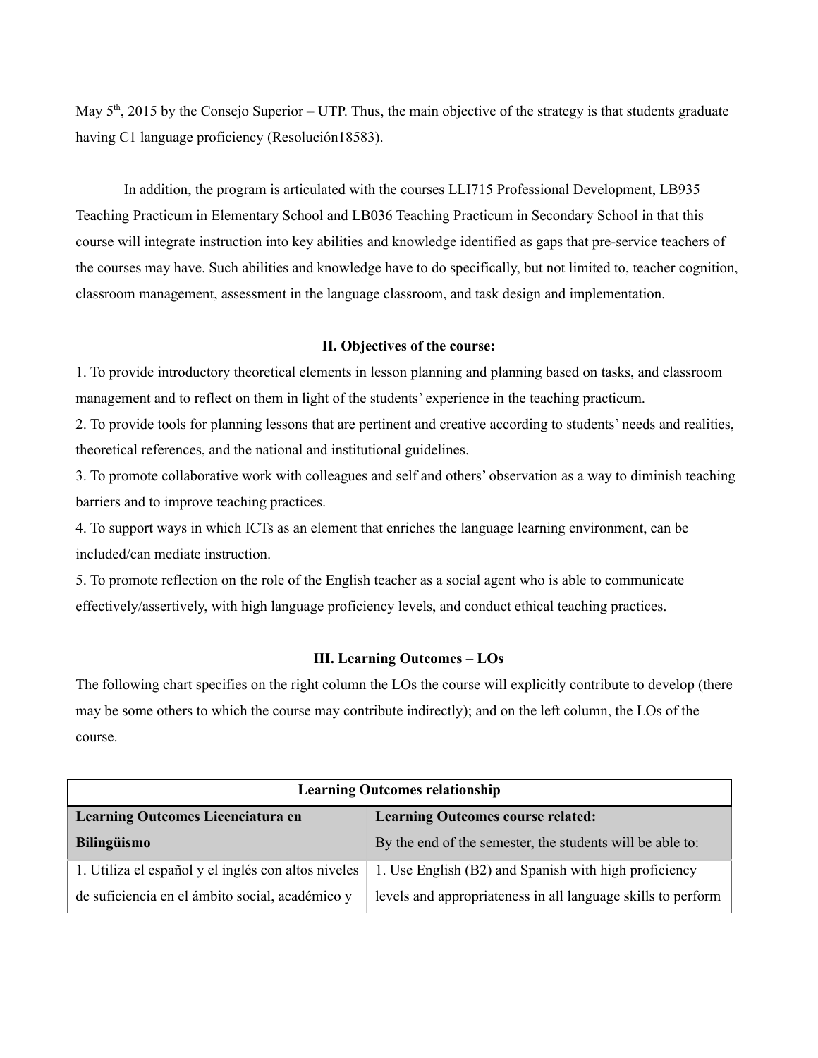May 5th, 2015 by the Consejo Superior – UTP. Thus, the main objective of the strategy is that students graduate having C1 language proficiency (Resolución18583).

In addition, the program is articulated with the courses LLI715 Professional Development, LB935 Teaching Practicum in Elementary School and LB036 Teaching Practicum in Secondary School in that this course will integrate instruction into key abilities and knowledge identified as gaps that pre-service teachers of the courses may have. Such abilities and knowledge have to do specifically, but not limited to, teacher cognition, classroom management, assessment in the language classroom, and task design and implementation.

## II. Objectives of the course:

1. To provide introductory theoretical elements in lesson planning and planning based on tasks, and classroom management and to reflect on them in light of the students' experience in the teaching practicum.
2. To provide tools for planning lessons that are pertinent and creative according to students' needs and realities, theoretical references, and the national and institutional guidelines.
3. To promote collaborative work with colleagues and self and others' observation as a way to diminish teaching barriers and to improve teaching practices.
4. To support ways in which ICTs as an element that enriches the language learning environment, can be included/can mediate instruction.
5. To promote reflection on the role of the English teacher as a social agent who is able to communicate effectively/assertively, with high language proficiency levels, and conduct ethical teaching practices.

## III. Learning Outcomes – LOs

The following chart specifies on the right column the LOs the course will explicitly contribute to develop (there may be some others to which the course may contribute indirectly); and on the left column, the LOs of the course.

| **Learning Outcomes relationship** | |
|---|---|
| **Learning Outcomes Licenciatura en Bilingüismo** | **Learning Outcomes course related:** By the end of the semester, the students will be able to: |
| 1. Utiliza el español y el inglés con altos niveles de suficiencia en el ámbito social, académico y | 1. Use English (B2) and Spanish with high proficiency levels and appropriateness in all language skills to perform |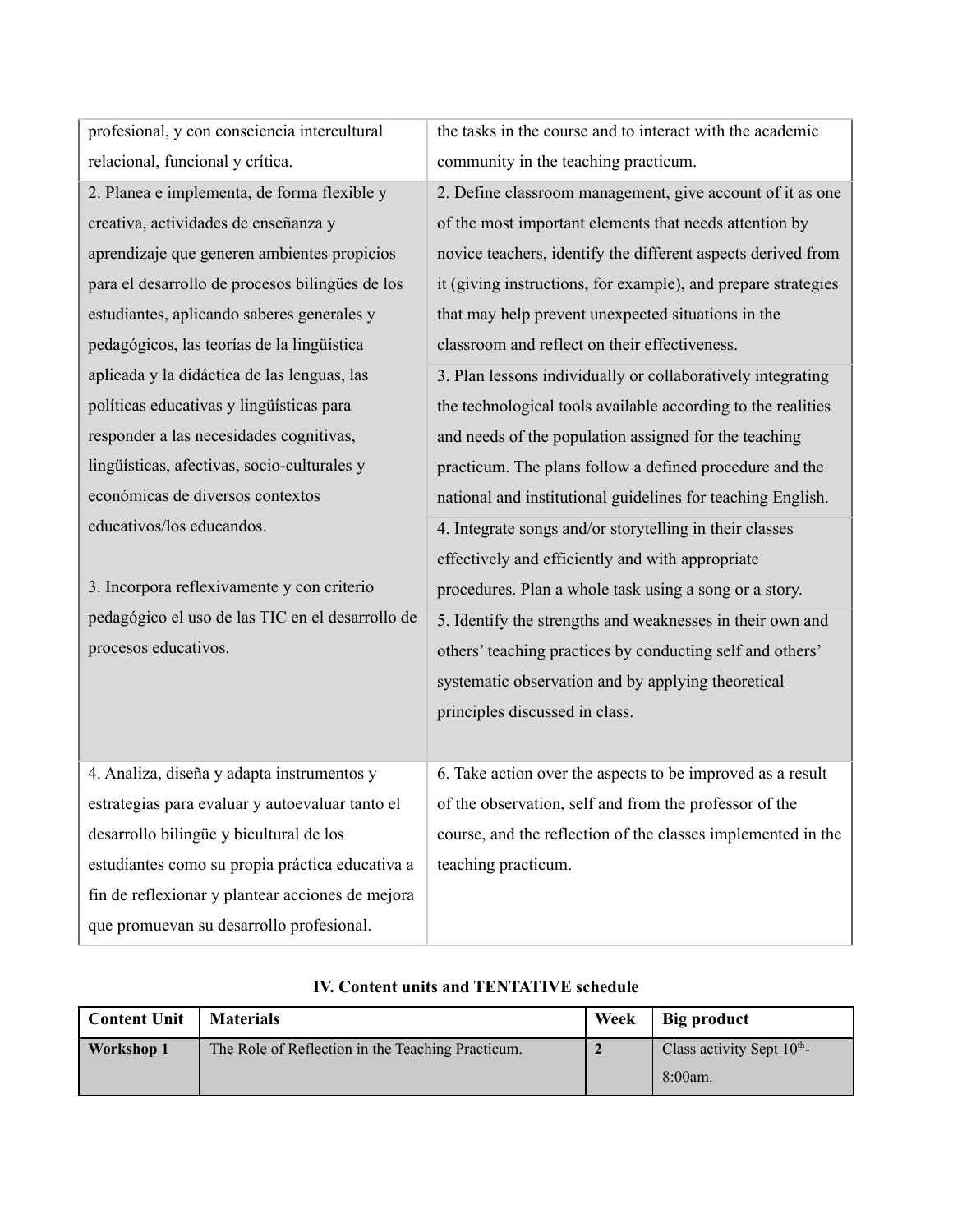| | |
|---|---|
| profesional, y con consciencia intercultural relacional, funcional y crítica. | the tasks in the course and to interact with the academic community in the teaching practicum. |
| 2. Planea e implementa, de forma flexible y creativa, actividades de enseñanza y aprendizaje que generen ambientes propicios para el desarrollo de procesos bilingües de los estudiantes, aplicando saberes generales y pedagógicos, las teorías de la lingüística aplicada y la didáctica de las lenguas, las políticas educativas y lingüísticas para responder a las necesidades cognitivas, lingüísticas, afectivas, socio-culturales y económicas de diversos contextos educativos/los educandos.<br><br>3. Incorpora reflexivamente y con criterio pedagógico el uso de las TIC en el desarrollo de procesos educativos. | 2. Define classroom management, give account of it as one of the most important elements that needs attention by novice teachers, identify the different aspects derived from it (giving instructions, for example), and prepare strategies that may help prevent unexpected situations in the classroom and reflect on their effectiveness.<br><br>3. Plan lessons individually or collaboratively integrating the technological tools available according to the realities and needs of the population assigned for the teaching practicum. The plans follow a defined procedure and the national and institutional guidelines for teaching English.<br><br>4. Integrate songs and/or storytelling in their classes effectively and efficiently and with appropriate procedures. Plan a whole task using a song or a story.<br><br>5. Identify the strengths and weaknesses in their own and others' teaching practices by conducting self and others' systematic observation and by applying theoretical principles discussed in class. |
| 4. Analiza, diseña y adapta instrumentos y estrategias para evaluar y autoevaluar tanto el desarrollo bilingüe y bicultural de los estudiantes como su propia práctica educativa a fin de reflexionar y plantear acciones de mejora que promuevan su desarrollo profesional. | 6. Take action over the aspects to be improved as a result of the observation, self and from the professor of the course, and the reflection of the classes implemented in the teaching practicum. |

## IV. Content units and TENTATIVE schedule

| Content Unit | Materials | Week | Big product |
|---|---|---|---|
| **Workshop 1** | The Role of Reflection in the Teaching Practicum. | **2** | Class activity Sept 10th- 8:00am. |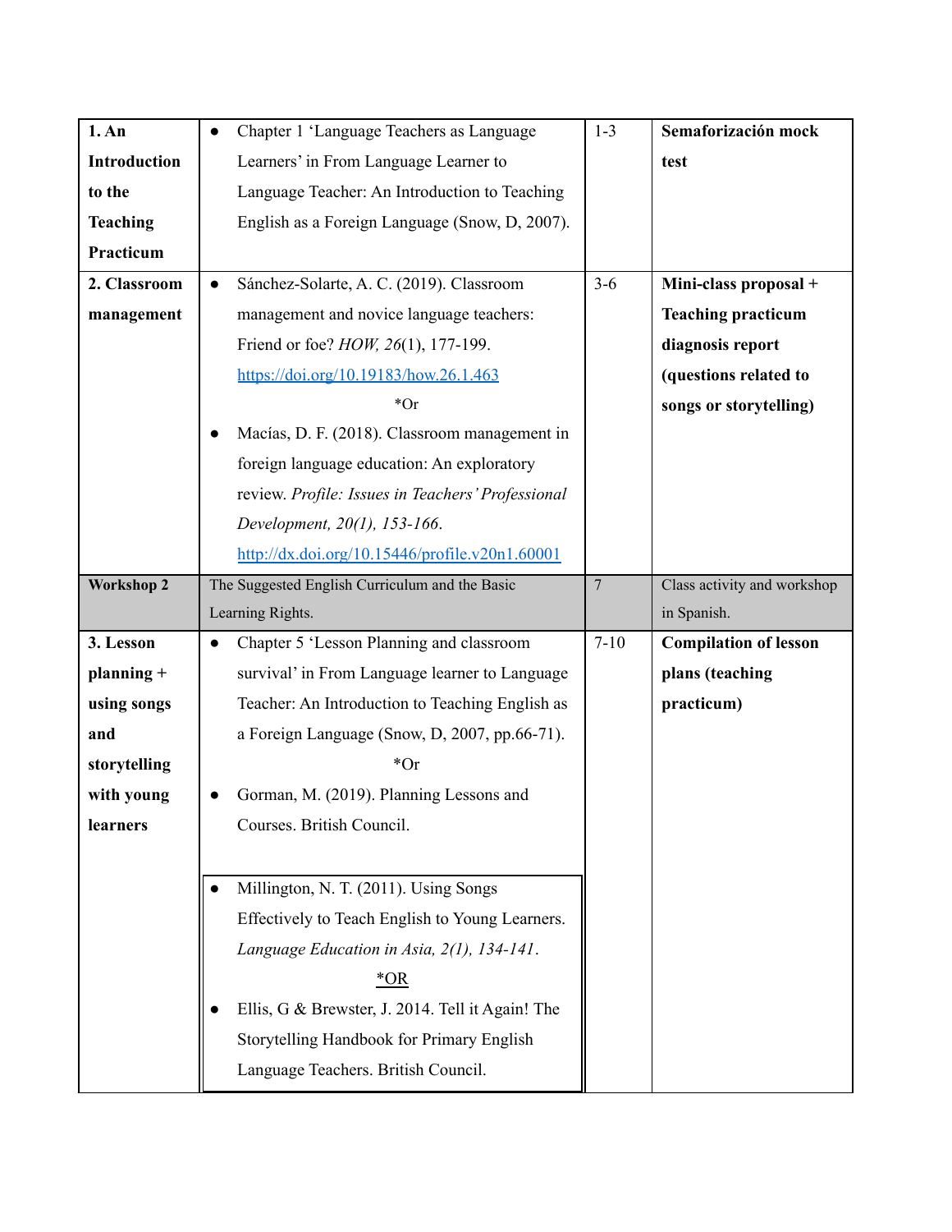| | | | |
|---|---|---|---|
| **1. An Introduction to the Teaching Practicum** | ● Chapter 1 'Language Teachers as Language Learners' in From Language Learner to Language Teacher: An Introduction to Teaching English as a Foreign Language (Snow, D, 2007). | 1-3 | **Semaforización mock test** |
| **2. Classroom management** | ● Sánchez-Solarte, A. C. (2019). Classroom management and novice language teachers: Friend or foe? *HOW, 26*(1), 177-199. https://doi.org/10.19183/how.26.1.463 <br> *Or <br> ● Macías, D. F. (2018). Classroom management in foreign language education: An exploratory review. *Profile: Issues in Teachers' Professional Development, 20(1), 153-166*. http://dx.doi.org/10.15446/profile.v20n1.60001 | 3-6 | **Mini-class proposal + Teaching practicum diagnosis report (questions related to songs or storytelling)** |
| **Workshop 2** | The Suggested English Curriculum and the Basic Learning Rights. | 7 | Class activity and workshop in Spanish. |
| **3. Lesson planning + using songs and storytelling with young learners** | ● Chapter 5 'Lesson Planning and classroom survival' in From Language learner to Language Teacher: An Introduction to Teaching English as a Foreign Language (Snow, D, 2007, pp.66-71). <br> *Or <br> ● Gorman, M. (2019). Planning Lessons and Courses. British Council. <br><br> ● Millington, N. T. (2011). Using Songs Effectively to Teach English to Young Learners. *Language Education in Asia, 2(1), 134-141*. <br> *OR <br> ● Ellis, G & Brewster, J. 2014. Tell it Again! The Storytelling Handbook for Primary English Language Teachers. British Council. | 7-10 | **Compilation of lesson plans (teaching practicum)** |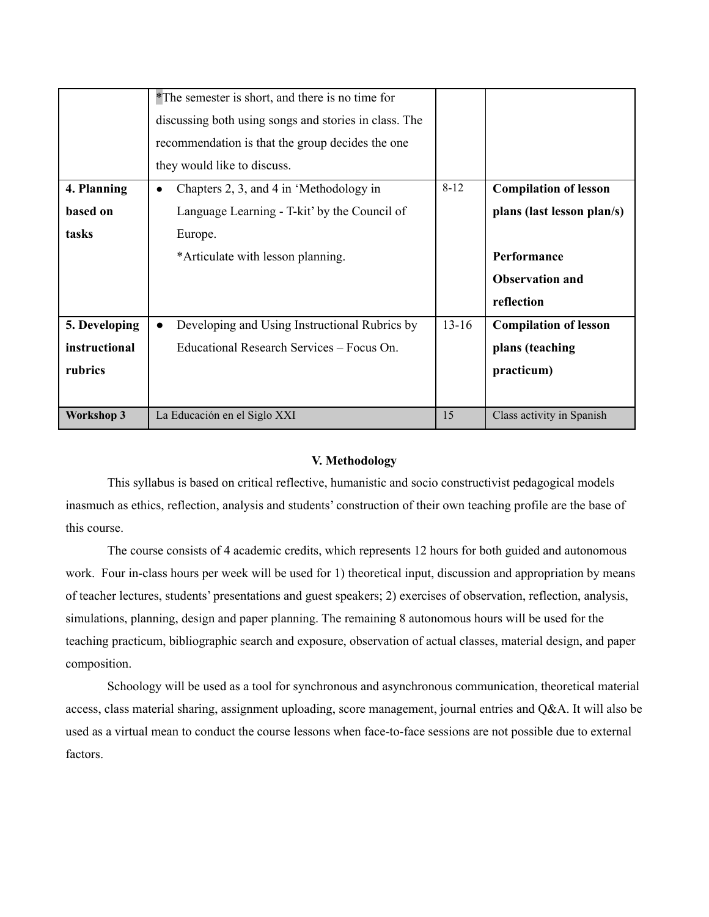| | | | |
|---|---|---|---|
| | *The semester is short, and there is no time for discussing both using songs and stories in class. The recommendation is that the group decides the one they would like to discuss. | | |
| **4. Planning based on tasks** | • Chapters 2, 3, and 4 in 'Methodology in Language Learning - T-kit' by the Council of Europe.<br>*Articulate with lesson planning. | 8-12 | **Compilation of lesson plans (last lesson plan/s)**<br><br>**Performance Observation and reflection** |
| **5. Developing instructional rubrics** | • Developing and Using Instructional Rubrics by Educational Research Services – Focus On. | 13-16 | **Compilation of lesson plans (teaching practicum)** |
| **Workshop 3** | La Educación en el Siglo XXI | 15 | Class activity in Spanish |

### V. Methodology

This syllabus is based on critical reflective, humanistic and socio constructivist pedagogical models inasmuch as ethics, reflection, analysis and students' construction of their own teaching profile are the base of this course.

The course consists of 4 academic credits, which represents 12 hours for both guided and autonomous work. Four in-class hours per week will be used for 1) theoretical input, discussion and appropriation by means of teacher lectures, students' presentations and guest speakers; 2) exercises of observation, reflection, analysis, simulations, planning, design and paper planning. The remaining 8 autonomous hours will be used for the teaching practicum, bibliographic search and exposure, observation of actual classes, material design, and paper composition.

Schoology will be used as a tool for synchronous and asynchronous communication, theoretical material access, class material sharing, assignment uploading, score management, journal entries and Q&A. It will also be used as a virtual mean to conduct the course lessons when face-to-face sessions are not possible due to external factors.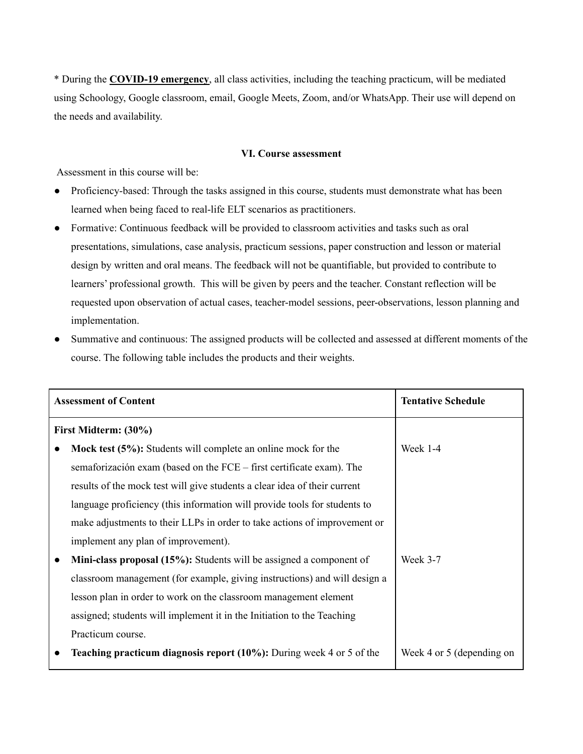* During the **COVID-19 emergency**, all class activities, including the teaching practicum, will be mediated using Schoology, Google classroom, email, Google Meets, Zoom, and/or WhatsApp. Their use will depend on the needs and availability.

### VI. Course assessment

Assessment in this course will be:

- Proficiency-based: Through the tasks assigned in this course, students must demonstrate what has been learned when being faced to real-life ELT scenarios as practitioners.
- Formative: Continuous feedback will be provided to classroom activities and tasks such as oral presentations, simulations, case analysis, practicum sessions, paper construction and lesson or material design by written and oral means. The feedback will not be quantifiable, but provided to contribute to learners' professional growth. This will be given by peers and the teacher. Constant reflection will be requested upon observation of actual cases, teacher-model sessions, peer-observations, lesson planning and implementation.
- Summative and continuous: The assigned products will be collected and assessed at different moments of the course. The following table includes the products and their weights.

| Assessment of Content | Tentative Schedule |
| --- | --- |
| **First Midterm: (30%)** | |
| • **Mock test (5%):** Students will complete an online mock for the semaforización exam (based on the FCE – first certificate exam). The results of the mock test will give students a clear idea of their current language proficiency (this information will provide tools for students to make adjustments to their LLPs in order to take actions of improvement or implement any plan of improvement). | Week 1-4 |
| • **Mini-class proposal (15%):** Students will be assigned a component of classroom management (for example, giving instructions) and will design a lesson plan in order to work on the classroom management element assigned; students will implement it in the Initiation to the Teaching Practicum course. | Week 3-7 |
| • **Teaching practicum diagnosis report (10%):** During week 4 or 5 of the | Week 4 or 5 (depending on |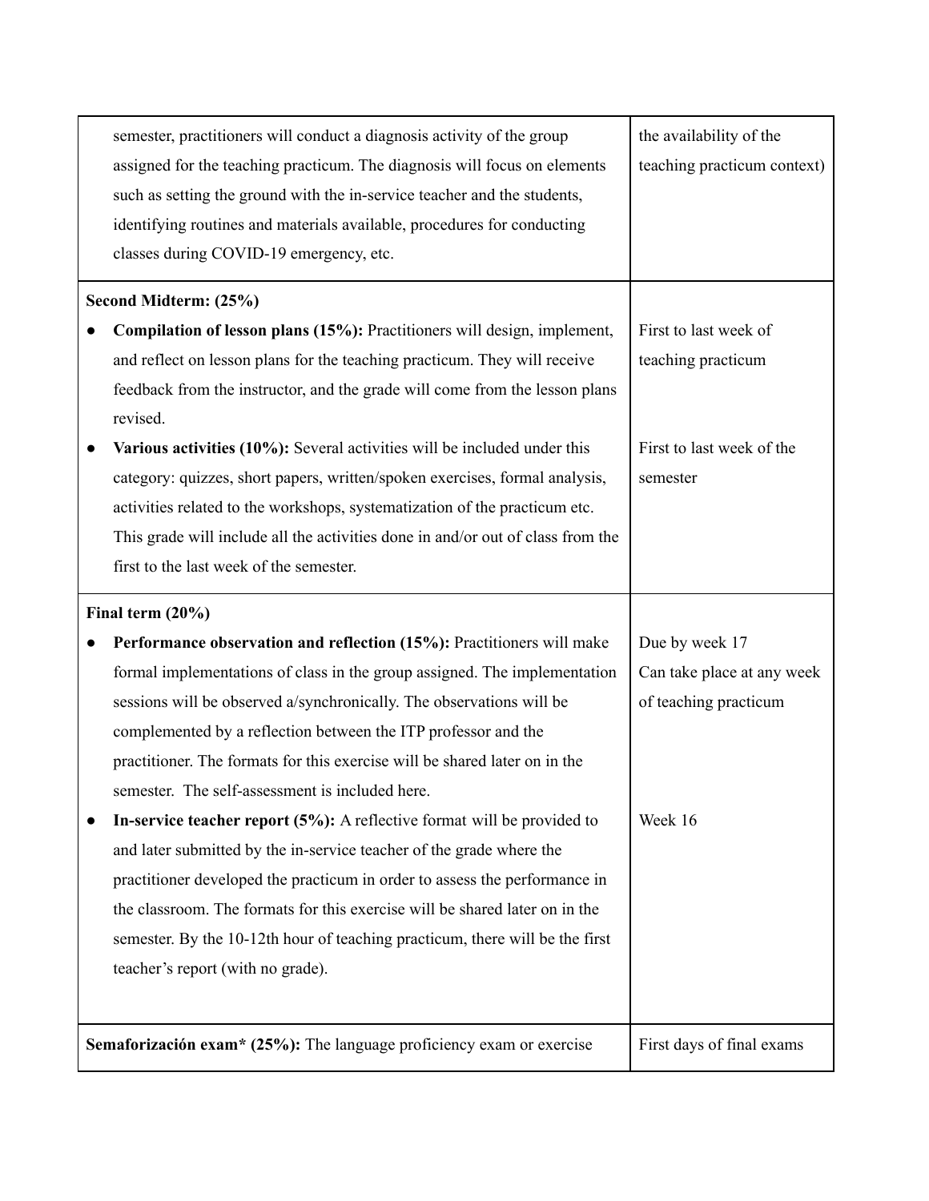| | |
|---|---|
| semester, practitioners will conduct a diagnosis activity of the group assigned for the teaching practicum. The diagnosis will focus on elements such as setting the ground with the in-service teacher and the students, identifying routines and materials available, procedures for conducting classes during COVID-19 emergency, etc. | the availability of the teaching practicum context) |
| **Second Midterm: (25%)**<br>● **Compilation of lesson plans (15%):** Practitioners will design, implement, and reflect on lesson plans for the teaching practicum. They will receive feedback from the instructor, and the grade will come from the lesson plans revised.<br>● **Various activities (10%):** Several activities will be included under this category: quizzes, short papers, written/spoken exercises, formal analysis, activities related to the workshops, systematization of the practicum etc. This grade will include all the activities done in and/or out of class from the first to the last week of the semester. | First to last week of teaching practicum<br><br>First to last week of the semester |
| **Final term (20%)**<br>● **Performance observation and reflection (15%):** Practitioners will make formal implementations of class in the group assigned. The implementation sessions will be observed a/synchronically. The observations will be complemented by a reflection between the ITP professor and the practitioner. The formats for this exercise will be shared later on in the semester. The self-assessment is included here.<br>● **In-service teacher report (5%):** A reflective format will be provided to and later submitted by the in-service teacher of the grade where the practitioner developed the practicum in order to assess the performance in the classroom. The formats for this exercise will be shared later on in the semester. By the 10-12th hour of teaching practicum, there will be the first teacher's report (with no grade). | Due by week 17<br>Can take place at any week of teaching practicum<br><br>Week 16 |
| **Semaforización exam* (25%):** The language proficiency exam or exercise | First days of final exams |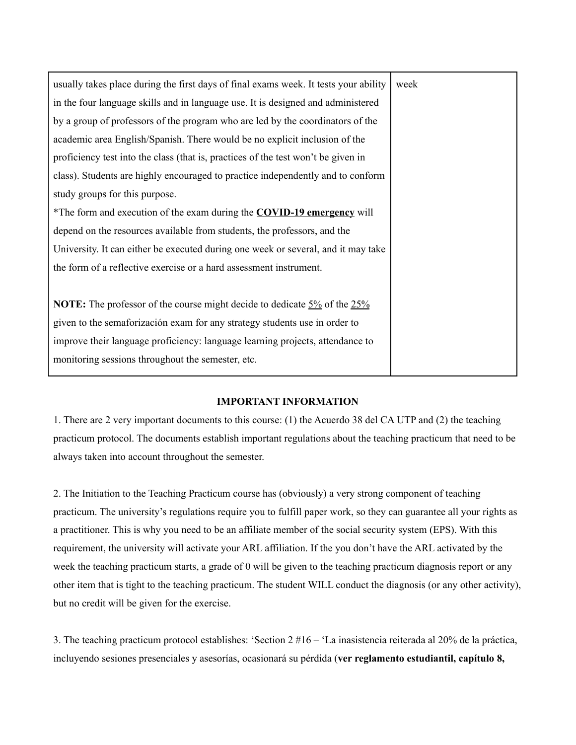| | |
|---|---|
| usually takes place during the first days of final exams week. It tests your ability in the four language skills and in language use. It is designed and administered by a group of professors of the program who are led by the coordinators of the academic area English/Spanish. There would be no explicit inclusion of the proficiency test into the class (that is, practices of the test won't be given in class). Students are highly encouraged to practice independently and to conform study groups for this purpose.<br>*The form and execution of the exam during the **COVID-19 emergency** will depend on the resources available from students, the professors, and the University. It can either be executed during one week or several, and it may take the form of a reflective exercise or a hard assessment instrument.<br><br>**NOTE:** The professor of the course might decide to dedicate 5% of the 25% given to the semaforización exam for any strategy students use in order to improve their language proficiency: language learning projects, attendance to monitoring sessions throughout the semester, etc. | week |

**IMPORTANT INFORMATION**

1. There are 2 very important documents to this course: (1) the Acuerdo 38 del CA UTP and (2) the teaching practicum protocol. The documents establish important regulations about the teaching practicum that need to be always taken into account throughout the semester.

2. The Initiation to the Teaching Practicum course has (obviously) a very strong component of teaching practicum. The university's regulations require you to fulfill paper work, so they can guarantee all your rights as a practitioner. This is why you need to be an affiliate member of the social security system (EPS). With this requirement, the university will activate your ARL affiliation. If the you don't have the ARL activated by the week the teaching practicum starts, a grade of 0 will be given to the teaching practicum diagnosis report or any other item that is tight to the teaching practicum. The student WILL conduct the diagnosis (or any other activity), but no credit will be given for the exercise.

3. The teaching practicum protocol establishes: 'Section 2 #16 – 'La inasistencia reiterada al 20% de la práctica, incluyendo sesiones presenciales y asesorías, ocasionará su pérdida (**ver reglamento estudiantil, capítulo 8,**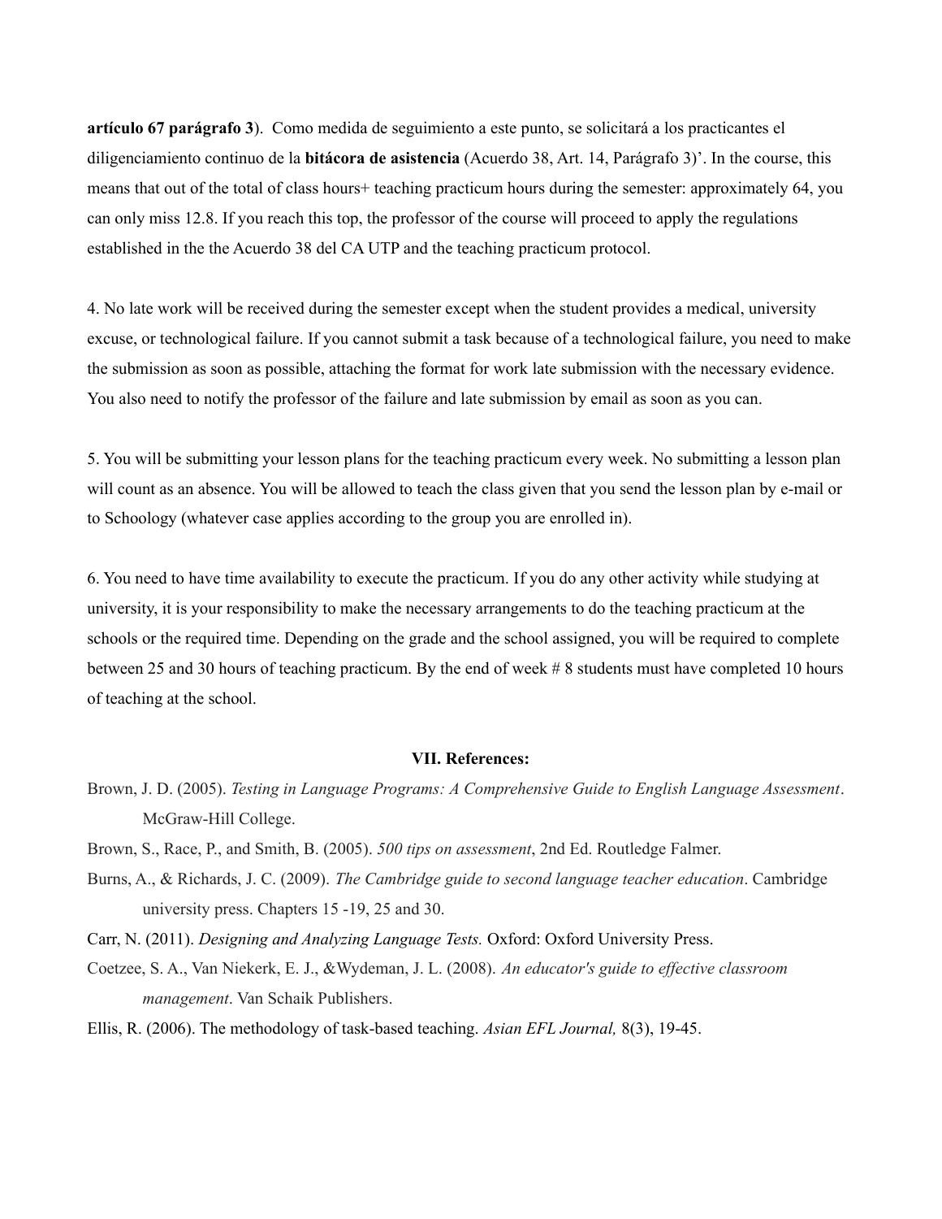**artículo 67 parágrafo 3**). Como medida de seguimiento a este punto, se solicitará a los practicantes el diligenciamiento continuo de la **bitácora de asistencia** (Acuerdo 38, Art. 14, Parágrafo 3)'. In the course, this means that out of the total of class hours+ teaching practicum hours during the semester: approximately 64, you can only miss 12.8. If you reach this top, the professor of the course will proceed to apply the regulations established in the the Acuerdo 38 del CA UTP and the teaching practicum protocol.

4. No late work will be received during the semester except when the student provides a medical, university excuse, or technological failure. If you cannot submit a task because of a technological failure, you need to make the submission as soon as possible, attaching the format for work late submission with the necessary evidence. You also need to notify the professor of the failure and late submission by email as soon as you can.

5. You will be submitting your lesson plans for the teaching practicum every week. No submitting a lesson plan will count as an absence. You will be allowed to teach the class given that you send the lesson plan by e-mail or to Schoology (whatever case applies according to the group you are enrolled in).

6. You need to have time availability to execute the practicum. If you do any other activity while studying at university, it is your responsibility to make the necessary arrangements to do the teaching practicum at the schools or the required time. Depending on the grade and the school assigned, you will be required to complete between 25 and 30 hours of teaching practicum. By the end of week # 8 students must have completed 10 hours of teaching at the school.

## VII. References:

Brown, J. D. (2005). *Testing in Language Programs: A Comprehensive Guide to English Language Assessment*. McGraw-Hill College.

Brown, S., Race, P., and Smith, B. (2005). *500 tips on assessment*, 2nd Ed. Routledge Falmer.

Burns, A., & Richards, J. C. (2009). *The Cambridge guide to second language teacher education*. Cambridge university press. Chapters 15 -19, 25 and 30.

Carr, N. (2011). *Designing and Analyzing Language Tests.* Oxford: Oxford University Press.

Coetzee, S. A., Van Niekerk, E. J., &Wydeman, J. L. (2008). *An educator's guide to effective classroom management*. Van Schaik Publishers.

Ellis, R. (2006). The methodology of task-based teaching. *Asian EFL Journal,* 8(3), 19-45.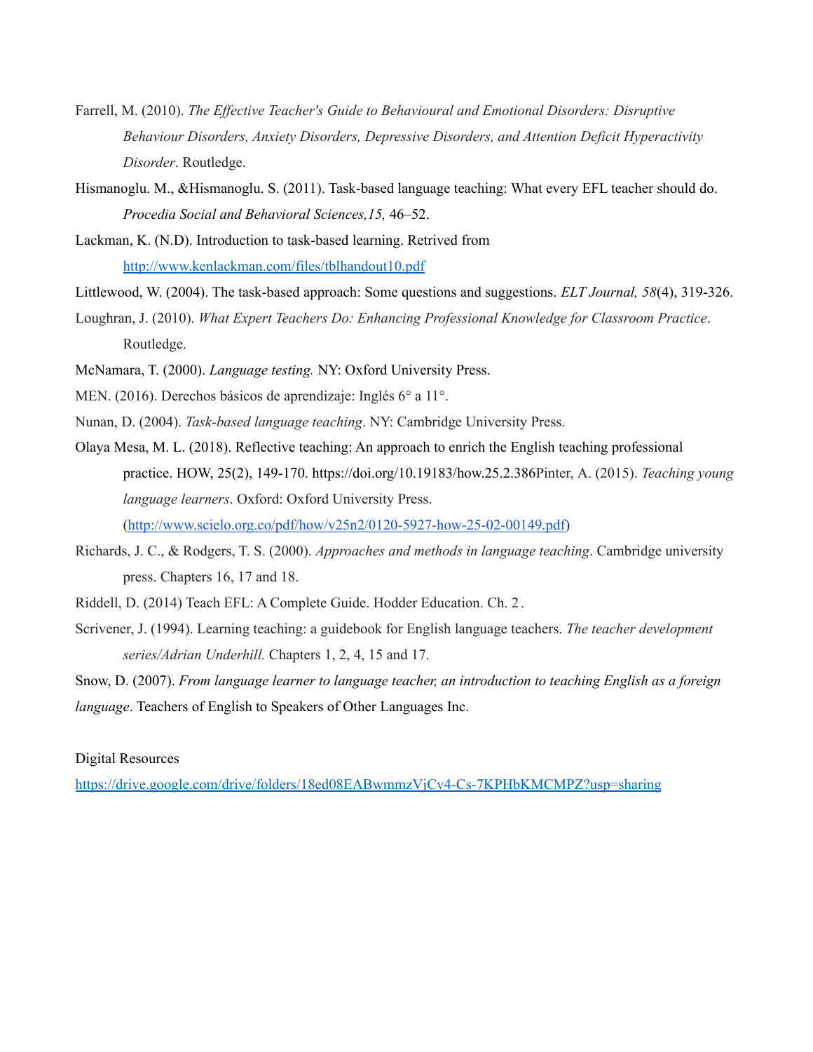Farrell, M. (2010). *The Effective Teacher's Guide to Behavioural and Emotional Disorders: Disruptive Behaviour Disorders, Anxiety Disorders, Depressive Disorders, and Attention Deficit Hyperactivity Disorder*. Routledge.

Hismanoglu. M., &Hismanoglu. S. (2011). Task-based language teaching: What every EFL teacher should do. *Procedia Social and Behavioral Sciences,15,* 46–52.

Lackman, K. (N.D). Introduction to task-based learning. Retrived from http://www.kenlackman.com/files/tblhandout10.pdf

Littlewood, W. (2004). The task-based approach: Some questions and suggestions. *ELT Journal, 58*(4), 319-326.

Loughran, J. (2010). *What Expert Teachers Do: Enhancing Professional Knowledge for Classroom Practice*. Routledge.

McNamara, T. (2000). *Language testing.* NY: Oxford University Press.

MEN. (2016). Derechos básicos de aprendizaje: Inglés 6° a 11°.

Nunan, D. (2004). *Task-based language teaching*. NY: Cambridge University Press.

Olaya Mesa, M. L. (2018). Reflective teaching: An approach to enrich the English teaching professional practice. HOW, 25(2), 149-170. https://doi.org/10.19183/how.25.2.386Pinter, A. (2015). *Teaching young language learners*. Oxford: Oxford University Press. (http://www.scielo.org.co/pdf/how/v25n2/0120-5927-how-25-02-00149.pdf)

Richards, J. C., & Rodgers, T. S. (2000). *Approaches and methods in language teaching*. Cambridge university press. Chapters 16, 17 and 18.

Riddell, D. (2014) Teach EFL: A Complete Guide. Hodder Education. Ch. 2 .

Scrivener, J. (1994). Learning teaching: a guidebook for English language teachers. *The teacher development series/Adrian Underhill.* Chapters 1, 2, 4, 15 and 17.

Snow, D. (2007). *From language learner to language teacher, an introduction to teaching English as a foreign language*. Teachers of English to Speakers of Other Languages Inc.

Digital Resources

https://drive.google.com/drive/folders/18ed08EABwmmzVjCv4-Cs-7KPHbKMCMPZ?usp=sharing